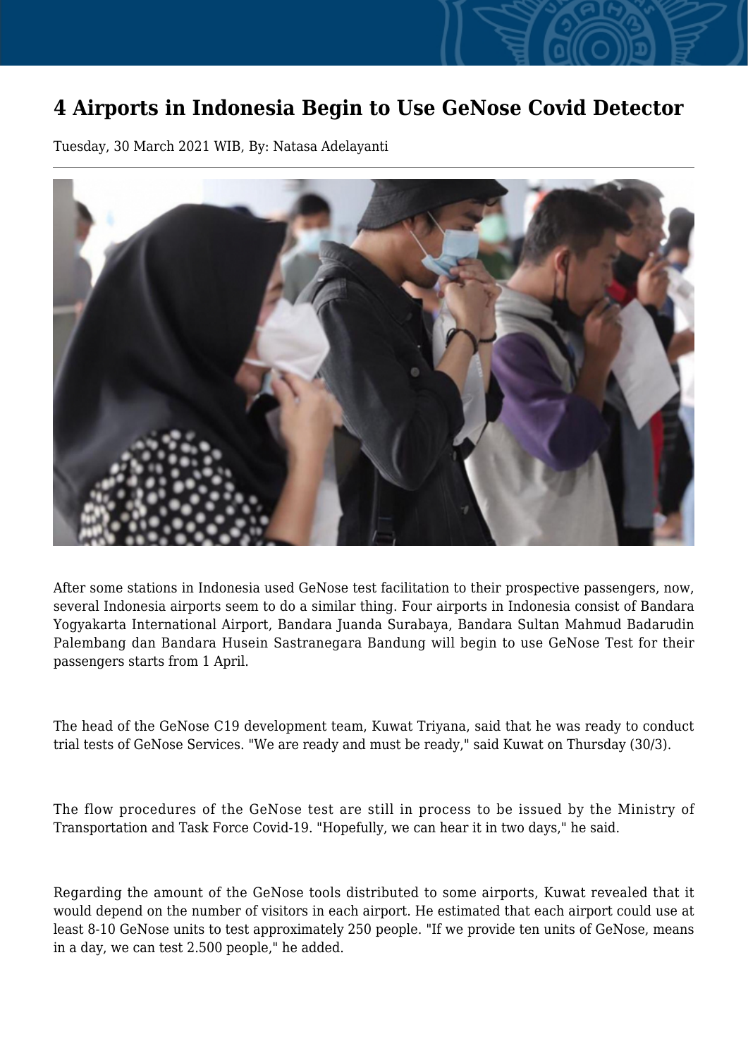# 4 Airports in Indonesia Begin to Use GeNose Covid Detector

Tuesday, 30 March 2021 WIB, By: Natasa Adelayanti

After some stations in Indonesia used GeNose test facilitation to their prospective passengers, now, several Indonesia airports seem to do a similar thing. Four airports in Indonesia consist of Bandara Yogyakarta International Airport, Bandara Juanda Surabaya, Bandara Sultan Mahmud Badarudin Palembang dan Bandara Husein Sastranegara Bandung will begin to use GeNose Test for their passengers starts from 1 April.

The head of the GeNose C19 development team, Kuwat Triyana, said that he was ready to conduct trial tests of GeNose Services. "We are ready and must be ready," said Kuwat on Thursday (30/3).

The flow procedures of the GeNose test are still in process to be issued by the Ministry of Transportation and Task Force Covid-19. "Hopefully, we can hear it in two days," he said.

Regarding the amount of the GeNose tools distributed to some airports, Kuwat revealed that it would depend on the number of visitors in each airport. He estimated that each airport could use at least 8-10 GeNose units to test approximately 250 people. "If we provide ten units of GeNose, means in a day, we can test 2.500 people," he added.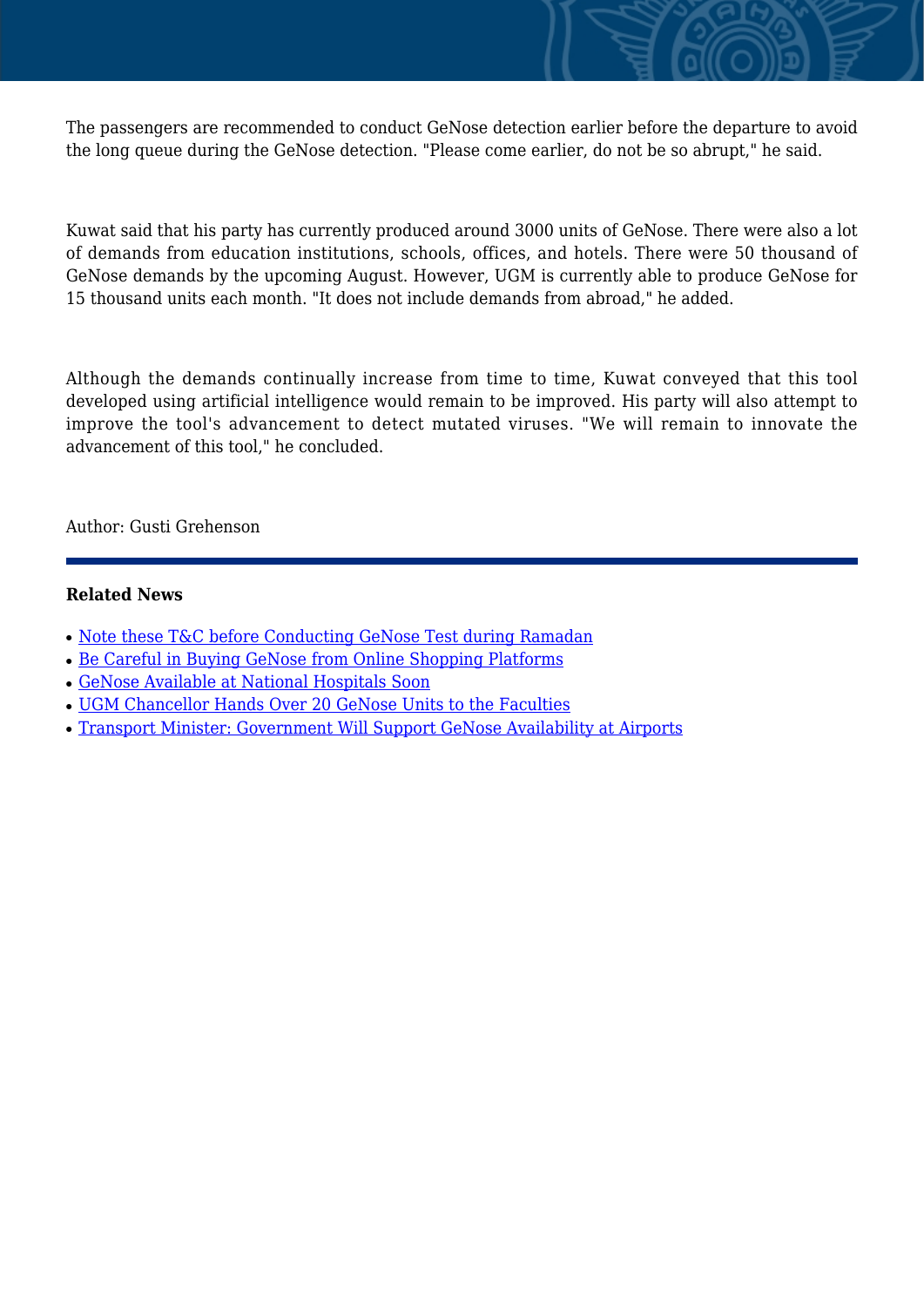The passengers are recommended to conduct GeNose detection earlier before the departure to avoid the long queue during the GeNose detection. "Please come earlier, do not be so abrupt," he said.

Kuwat said that his party has currently produced around 3000 units of GeNose. There were also a lot of demands from education institutions, schools, offices, and hotels. There were 50 thousand of GeNose demands by the upcoming August. However, UGM is currently able to produce GeNose for 15 thousand units each month. "It does not include demands from abroad," he added.

Although the demands continually increase from time to time, Kuwat conveyed that this tool developed using artificial intelligence would remain to be improved. His party will also attempt to improve the tool's advancement to detect mutated viruses. "We will remain to innovate the advancement of this tool," he concluded.

Author: Gusti Grehenson

**Related News**

- Note these T&C before Conducting GeNose Test during Ramadan
- Be Careful in Buying GeNose from Online Shopping Platforms
- GeNose Available at National Hospitals Soon
- UGM Chancellor Hands Over 20 GeNose Units to the Faculties
- Transport Minister: Government Will Support GeNose Availability at Airports